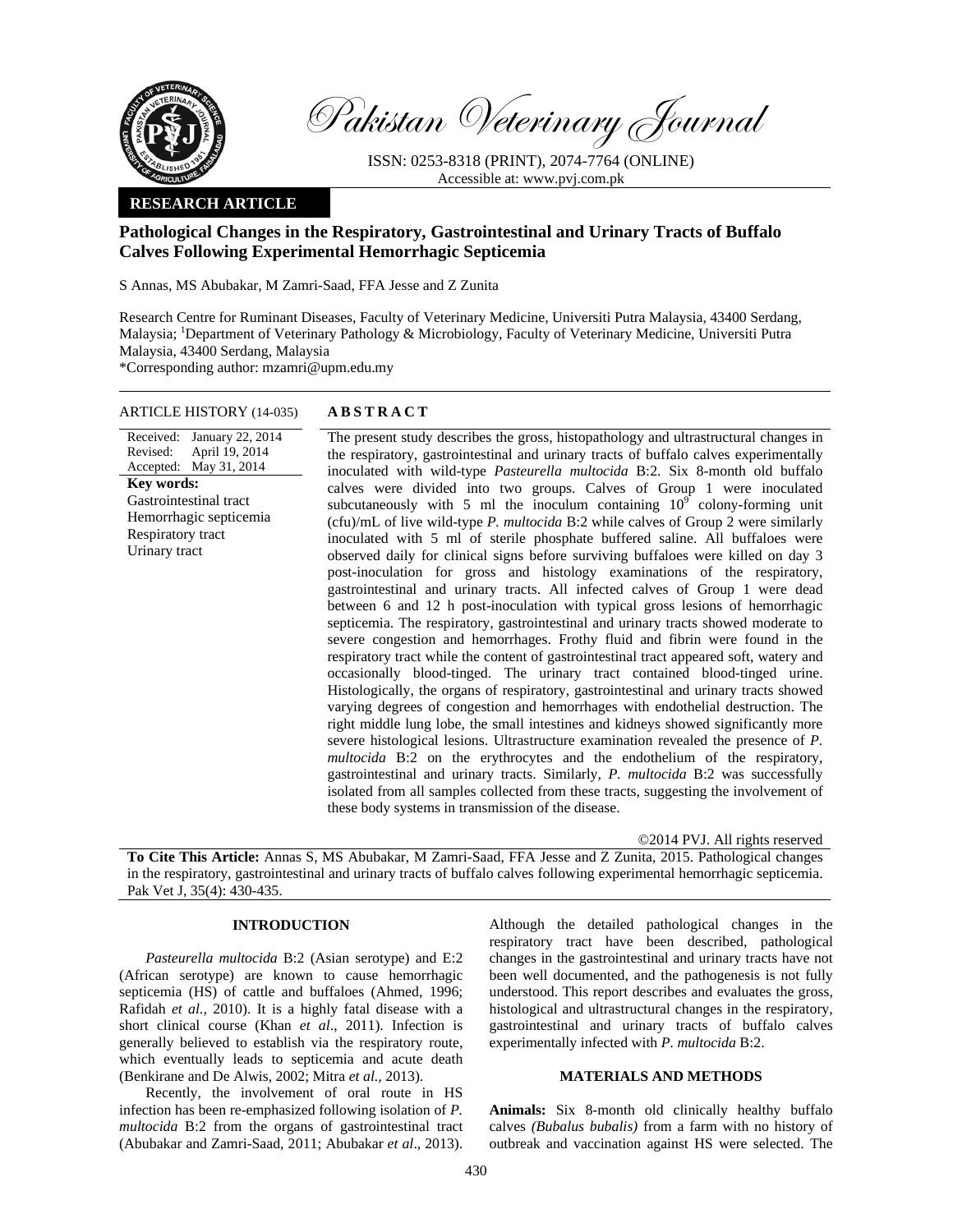Pakistan Veterinary Journal

ISSN: 0253-8318 (PRINT), 2074-7764 (ONLINE)
Accessible at: www.pvj.com.pk

**RESEARCH ARTICLE**

# Pathological Changes in the Respiratory, Gastrointestinal and Urinary Tracts of Buffalo Calves Following Experimental Hemorrhagic Septicemia

S Annas, MS Abubakar, M Zamri-Saad, FFA Jesse and Z Zunita

Research Centre for Ruminant Diseases, Faculty of Veterinary Medicine, Universiti Putra Malaysia, 43400 Serdang, Malaysia; [1]Department of Veterinary Pathology & Microbiology, Faculty of Veterinary Medicine, Universiti Putra Malaysia, 43400 Serdang, Malaysia
*Corresponding author: mzamri@upm.edu.my

**ARTICLE HISTORY (14-035)**

Received: January 22, 2014
Revised: April 19, 2014
Accepted: May 31, 2014

**Key words:**
Gastrointestinal tract
Hemorrhagic septicemia
Respiratory tract
Urinary tract

## ABSTRACT

The present study describes the gross, histopathology and ultrastructural changes in the respiratory, gastrointestinal and urinary tracts of buffalo calves experimentally inoculated with wild-type *Pasteurella multocida* B:2. Six 8-month old buffalo calves were divided into two groups. Calves of Group 1 were inoculated subcutaneously with 5 ml the inoculum containing $10^9$ colony-forming unit (cfu)/mL of live wild-type *P. multocida* B:2 while calves of Group 2 were similarly inoculated with 5 ml of sterile phosphate buffered saline. All buffaloes were observed daily for clinical signs before surviving buffaloes were killed on day 3 post-inoculation for gross and histology examinations of the respiratory, gastrointestinal and urinary tracts. All infected calves of Group 1 were dead between 6 and 12 h post-inoculation with typical gross lesions of hemorrhagic septicemia. The respiratory, gastrointestinal and urinary tracts showed moderate to severe congestion and hemorrhages. Frothy fluid and fibrin were found in the respiratory tract while the content of gastrointestinal tract appeared soft, watery and occasionally blood-tinged. The urinary tract contained blood-tinged urine. Histologically, the organs of respiratory, gastrointestinal and urinary tracts showed varying degrees of congestion and hemorrhages with endothelial destruction. The right middle lung lobe, the small intestines and kidneys showed significantly more severe histological lesions. Ultrastructure examination revealed the presence of *P. multocida* B:2 on the erythrocytes and the endothelium of the respiratory, gastrointestinal and urinary tracts. Similarly, *P. multocida* B:2 was successfully isolated from all samples collected from these tracts, suggesting the involvement of these body systems in transmission of the disease.

©2014 PVJ. All rights reserved

**To Cite This Article:** Annas S, MS Abubakar, M Zamri-Saad, FFA Jesse and Z Zunita, 2015. Pathological changes in the respiratory, gastrointestinal and urinary tracts of buffalo calves following experimental hemorrhagic septicemia. Pak Vet J, 35(4): 430-435.

## INTRODUCTION

*Pasteurella multocida* B:2 (Asian serotype) and E:2 (African serotype) are known to cause hemorrhagic septicemia (HS) of cattle and buffaloes (Ahmed, 1996; Rafidah *et al.,* 2010). It is a highly fatal disease with a short clinical course (Khan *et al*., 2011). Infection is generally believed to establish via the respiratory route, which eventually leads to septicemia and acute death (Benkirane and De Alwis, 2002; Mitra *et al.,* 2013).

Recently, the involvement of oral route in HS infection has been re-emphasized following isolation of *P. multocida* B:2 from the organs of gastrointestinal tract (Abubakar and Zamri-Saad, 2011; Abubakar *et al*., 2013). Although the detailed pathological changes in the respiratory tract have been described, pathological changes in the gastrointestinal and urinary tracts have not been well documented, and the pathogenesis is not fully understood. This report describes and evaluates the gross, histological and ultrastructural changes in the respiratory, gastrointestinal and urinary tracts of buffalo calves experimentally infected with *P. multocida* B:2.

## MATERIALS AND METHODS

**Animals:** Six 8-month old clinically healthy buffalo calves *(Bubalus bubalis)* from a farm with no history of outbreak and vaccination against HS were selected. The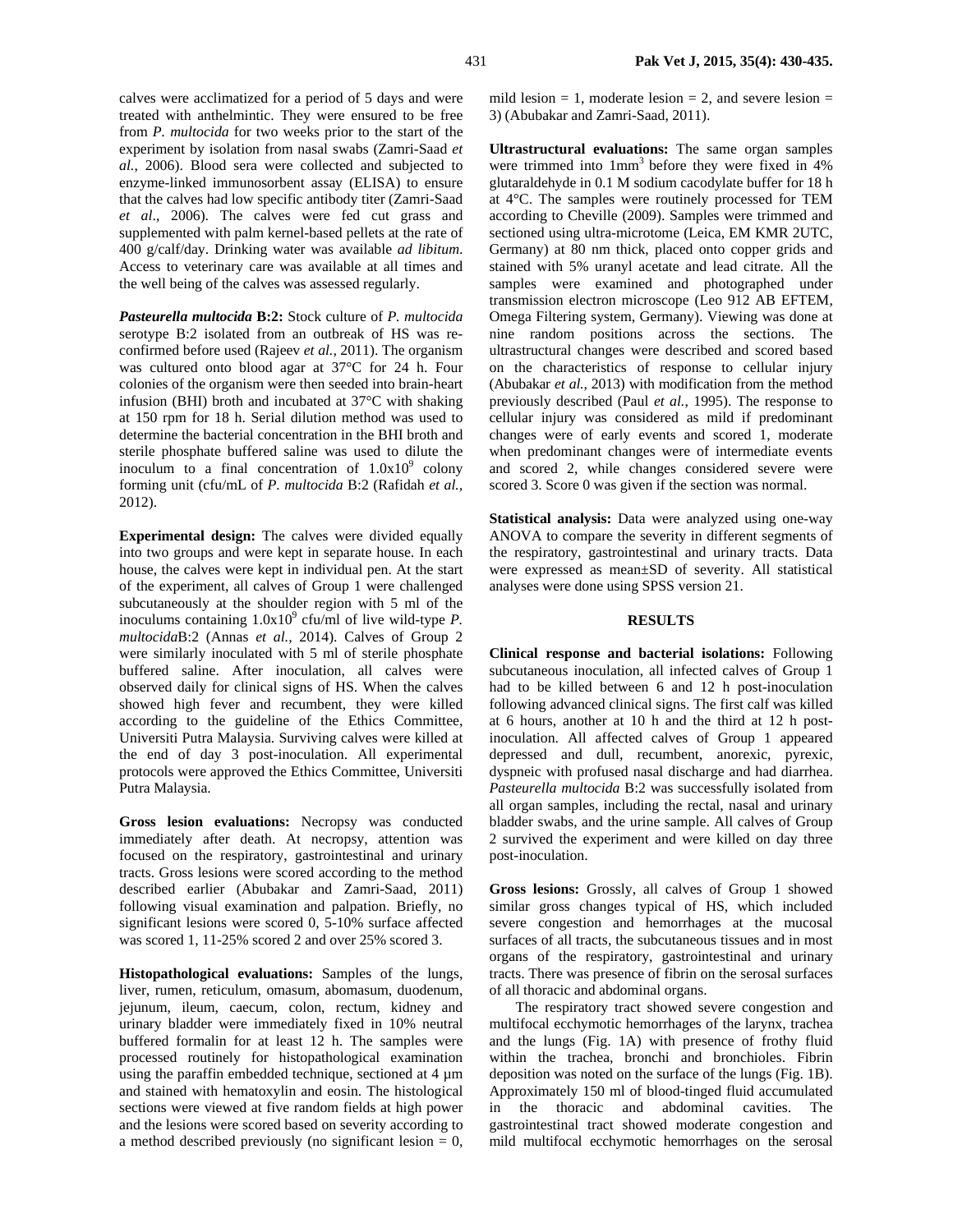calves were acclimatized for a period of 5 days and were treated with anthelmintic. They were ensured to be free from *P. multocida* for two weeks prior to the start of the experiment by isolation from nasal swabs (Zamri-Saad *et al.*, 2006). Blood sera were collected and subjected to enzyme-linked immunosorbent assay (ELISA) to ensure that the calves had low specific antibody titer (Zamri-Saad *et al*., 2006). The calves were fed cut grass and supplemented with palm kernel-based pellets at the rate of 400 g/calf/day. Drinking water was available *ad libitum*. Access to veterinary care was available at all times and the well being of the calves was assessed regularly.

***Pasteurella multocida* B:2:** Stock culture of *P. multocida* serotype B:2 isolated from an outbreak of HS was re-confirmed before used (Rajeev *et al.,* 2011). The organism was cultured onto blood agar at 37°C for 24 h. Four colonies of the organism were then seeded into brain-heart infusion (BHI) broth and incubated at 37°C with shaking at 150 rpm for 18 h. Serial dilution method was used to determine the bacterial concentration in the BHI broth and sterile phosphate buffered saline was used to dilute the inoculum to a final concentration of $1.0x10^9$ colony forming unit (cfu/mL of *P. multocida* B:2 (Rafidah *et al.,* 2012).

**Experimental design:** The calves were divided equally into two groups and were kept in separate house. In each house, the calves were kept in individual pen. At the start of the experiment, all calves of Group 1 were challenged subcutaneously at the shoulder region with 5 ml of the inoculums containing $1.0x10^9$ cfu/ml of live wild-type *P. multocida*B:2 (Annas *et al.*, 2014). Calves of Group 2 were similarly inoculated with 5 ml of sterile phosphate buffered saline. After inoculation, all calves were observed daily for clinical signs of HS. When the calves showed high fever and recumbent, they were killed according to the guideline of the Ethics Committee, Universiti Putra Malaysia. Surviving calves were killed at the end of day 3 post-inoculation. All experimental protocols were approved the Ethics Committee, Universiti Putra Malaysia.

**Gross lesion evaluations:** Necropsy was conducted immediately after death. At necropsy, attention was focused on the respiratory, gastrointestinal and urinary tracts. Gross lesions were scored according to the method described earlier (Abubakar and Zamri-Saad, 2011) following visual examination and palpation. Briefly, no significant lesions were scored 0, 5-10% surface affected was scored 1, 11-25% scored 2 and over 25% scored 3.

**Histopathological evaluations:** Samples of the lungs, liver, rumen, reticulum, omasum, abomasum, duodenum, jejunum, ileum, caecum, colon, rectum, kidney and urinary bladder were immediately fixed in 10% neutral buffered formalin for at least 12 h. The samples were processed routinely for histopathological examination using the paraffin embedded technique, sectioned at 4 µm and stained with hematoxylin and eosin. The histological sections were viewed at five random fields at high power and the lesions were scored based on severity according to a method described previously (no significant lesion = 0, mild lesion = 1, moderate lesion = 2, and severe lesion = 3) (Abubakar and Zamri-Saad, 2011).

**Ultrastructural evaluations:** The same organ samples were trimmed into $1mm^3$ before they were fixed in 4% glutaraldehyde in 0.1 M sodium cacodylate buffer for 18 h at 4°C. The samples were routinely processed for TEM according to Cheville (2009). Samples were trimmed and sectioned using ultra-microtome (Leica, EM KMR 2UTC, Germany) at 80 nm thick, placed onto copper grids and stained with 5% uranyl acetate and lead citrate. All the samples were examined and photographed under transmission electron microscope (Leo 912 AB EFTEM, Omega Filtering system, Germany). Viewing was done at nine random positions across the sections. The ultrastructural changes were described and scored based on the characteristics of response to cellular injury (Abubakar *et al.,* 2013) with modification from the method previously described (Paul *et al.*, 1995). The response to cellular injury was considered as mild if predominant changes were of early events and scored 1, moderate when predominant changes were of intermediate events and scored 2, while changes considered severe were scored 3. Score 0 was given if the section was normal.

**Statistical analysis:** Data were analyzed using one-way ANOVA to compare the severity in different segments of the respiratory, gastrointestinal and urinary tracts. Data were expressed as mean±SD of severity. All statistical analyses were done using SPSS version 21.

## RESULTS

**Clinical response and bacterial isolations:** Following subcutaneous inoculation, all infected calves of Group 1 had to be killed between 6 and 12 h post-inoculation following advanced clinical signs. The first calf was killed at 6 hours, another at 10 h and the third at 12 h post-inoculation. All affected calves of Group 1 appeared depressed and dull, recumbent, anorexic, pyrexic, dyspneic with profused nasal discharge and had diarrhea. *Pasteurella multocida* B:2 was successfully isolated from all organ samples, including the rectal, nasal and urinary bladder swabs, and the urine sample. All calves of Group 2 survived the experiment and were killed on day three post-inoculation.

**Gross lesions:** Grossly, all calves of Group 1 showed similar gross changes typical of HS, which included severe congestion and hemorrhages at the mucosal surfaces of all tracts, the subcutaneous tissues and in most organs of the respiratory, gastrointestinal and urinary tracts. There was presence of fibrin on the serosal surfaces of all thoracic and abdominal organs.

The respiratory tract showed severe congestion and multifocal ecchymotic hemorrhages of the larynx, trachea and the lungs (Fig. 1A) with presence of frothy fluid within the trachea, bronchi and bronchioles. Fibrin deposition was noted on the surface of the lungs (Fig. 1B). Approximately 150 ml of blood-tinged fluid accumulated in the thoracic and abdominal cavities. The gastrointestinal tract showed moderate congestion and mild multifocal ecchymotic hemorrhages on the serosal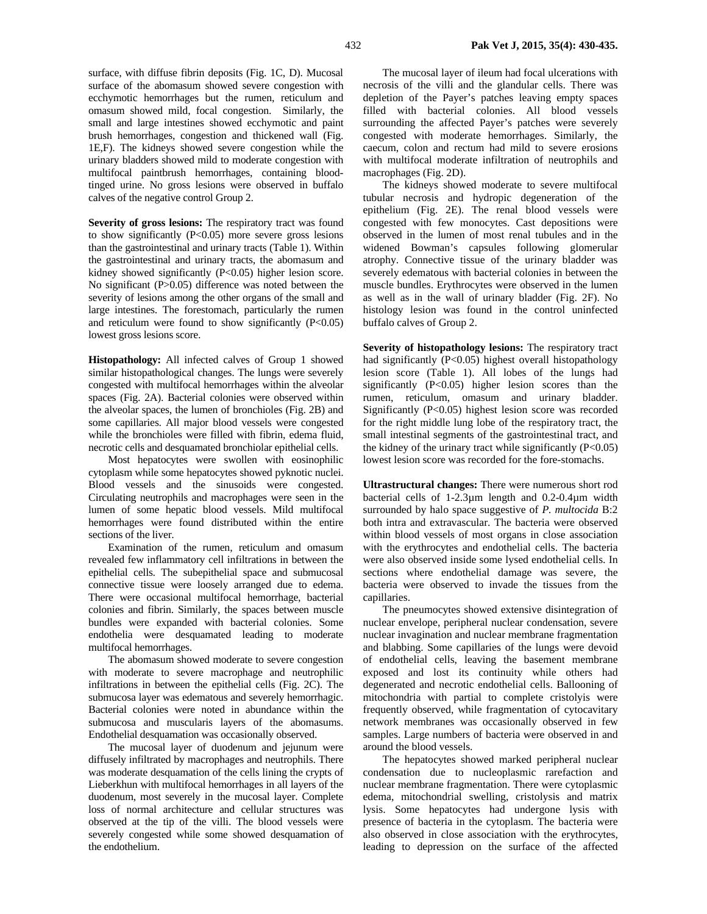surface, with diffuse fibrin deposits (Fig. 1C, D). Mucosal surface of the abomasum showed severe congestion with ecchymotic hemorrhages but the rumen, reticulum and omasum showed mild, focal congestion. Similarly, the small and large intestines showed ecchymotic and paint brush hemorrhages, congestion and thickened wall (Fig. 1E,F). The kidneys showed severe congestion while the urinary bladders showed mild to moderate congestion with multifocal paintbrush hemorrhages, containing blood-tinged urine. No gross lesions were observed in buffalo calves of the negative control Group 2.

**Severity of gross lesions:** The respiratory tract was found to show significantly ($P<0.05$) more severe gross lesions than the gastrointestinal and urinary tracts (Table 1). Within the gastrointestinal and urinary tracts, the abomasum and kidney showed significantly ($P<0.05$) higher lesion score. No significant ($P>0.05$) difference was noted between the severity of lesions among the other organs of the small and large intestines. The forestomach, particularly the rumen and reticulum were found to show significantly ($P<0.05$) lowest gross lesions score.

**Histopathology:** All infected calves of Group 1 showed similar histopathological changes. The lungs were severely congested with multifocal hemorrhages within the alveolar spaces (Fig. 2A). Bacterial colonies were observed within the alveolar spaces, the lumen of bronchioles (Fig. 2B) and some capillaries. All major blood vessels were congested while the bronchioles were filled with fibrin, edema fluid, necrotic cells and desquamated bronchiolar epithelial cells.

Most hepatocytes were swollen with eosinophilic cytoplasm while some hepatocytes showed pyknotic nuclei. Blood vessels and the sinusoids were congested. Circulating neutrophils and macrophages were seen in the lumen of some hepatic blood vessels. Mild multifocal hemorrhages were found distributed within the entire sections of the liver.

Examination of the rumen, reticulum and omasum revealed few inflammatory cell infiltrations in between the epithelial cells. The subepithelial space and submucosal connective tissue were loosely arranged due to edema. There were occasional multifocal hemorrhage, bacterial colonies and fibrin. Similarly, the spaces between muscle bundles were expanded with bacterial colonies. Some endothelia were desquamated leading to moderate multifocal hemorrhages.

The abomasum showed moderate to severe congestion with moderate to severe macrophage and neutrophilic infiltrations in between the epithelial cells (Fig. 2C). The submucosa layer was edematous and severely hemorrhagic. Bacterial colonies were noted in abundance within the submucosa and muscularis layers of the abomasums. Endothelial desquamation was occasionally observed.

The mucosal layer of duodenum and jejunum were diffusely infiltrated by macrophages and neutrophils. There was moderate desquamation of the cells lining the crypts of Lieberkhun with multifocal hemorrhages in all layers of the duodenum, most severely in the mucosal layer. Complete loss of normal architecture and cellular structures was observed at the tip of the villi. The blood vessels were severely congested while some showed desquamation of the endothelium.

The mucosal layer of ileum had focal ulcerations with necrosis of the villi and the glandular cells. There was depletion of the Payer's patches leaving empty spaces filled with bacterial colonies. All blood vessels surrounding the affected Payer's patches were severely congested with moderate hemorrhages. Similarly, the caecum, colon and rectum had mild to severe erosions with multifocal moderate infiltration of neutrophils and macrophages (Fig. 2D).

The kidneys showed moderate to severe multifocal tubular necrosis and hydropic degeneration of the epithelium (Fig. 2E). The renal blood vessels were congested with few monocytes. Cast depositions were observed in the lumen of most renal tubules and in the widened Bowman's capsules following glomerular atrophy. Connective tissue of the urinary bladder was severely edematous with bacterial colonies in between the muscle bundles. Erythrocytes were observed in the lumen as well as in the wall of urinary bladder (Fig. 2F). No histology lesion was found in the control uninfected buffalo calves of Group 2.

**Severity of histopathology lesions:** The respiratory tract had significantly ($P<0.05$) highest overall histopathology lesion score (Table 1). All lobes of the lungs had significantly ($P<0.05$) higher lesion scores than the rumen, reticulum, omasum and urinary bladder. Significantly ($P<0.05$) highest lesion score was recorded for the right middle lung lobe of the respiratory tract, the small intestinal segments of the gastrointestinal tract, and the kidney of the urinary tract while significantly ($P<0.05$) lowest lesion score was recorded for the fore-stomachs.

**Ultrastructural changes:** There were numerous short rod bacterial cells of 1-2.3µm length and 0.2-0.4µm width surrounded by halo space suggestive of *P. multocida* B:2 both intra and extravascular. The bacteria were observed within blood vessels of most organs in close association with the erythrocytes and endothelial cells. The bacteria were also observed inside some lysed endothelial cells. In sections where endothelial damage was severe, the bacteria were observed to invade the tissues from the capillaries.

The pneumocytes showed extensive disintegration of nuclear envelope, peripheral nuclear condensation, severe nuclear invagination and nuclear membrane fragmentation and blabbing. Some capillaries of the lungs were devoid of endothelial cells, leaving the basement membrane exposed and lost its continuity while others had degenerated and necrotic endothelial cells. Ballooning of mitochondria with partial to complete cristolysis were frequently observed, while fragmentation of cytocavitary network membranes was occasionally observed in few samples. Large numbers of bacteria were observed in and around the blood vessels.

The hepatocytes showed marked peripheral nuclear condensation due to nucleoplasmic rarefaction and nuclear membrane fragmentation. There were cytoplasmic edema, mitochondrial swelling, cristolysis and matrix lysis. Some hepatocytes had undergone lysis with presence of bacteria in the cytoplasm. The bacteria were also observed in close association with the erythrocytes, leading to depression on the surface of the affected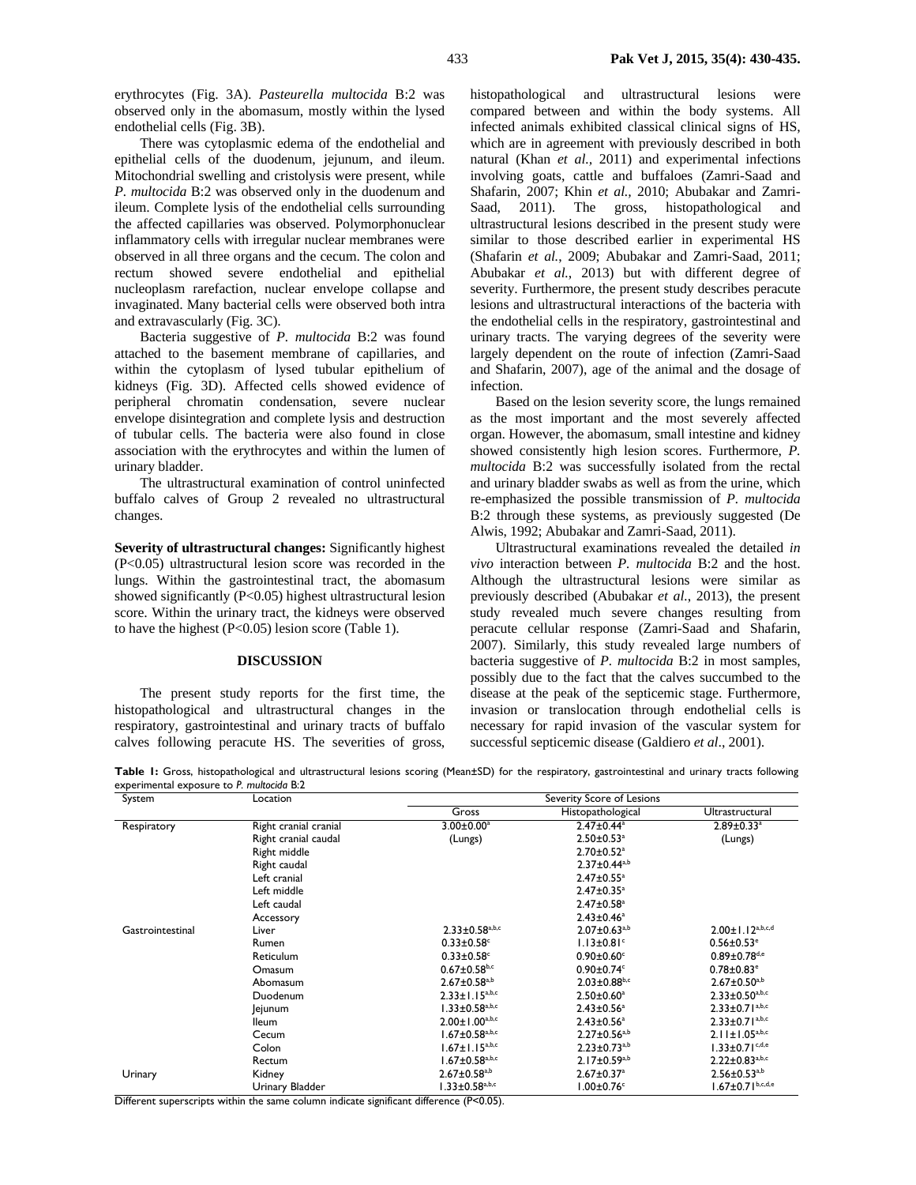erythrocytes (Fig. 3A). *Pasteurella multocida* B:2 was observed only in the abomasum, mostly within the lysed endothelial cells (Fig. 3B).

There was cytoplasmic edema of the endothelial and epithelial cells of the duodenum, jejunum, and ileum. Mitochondrial swelling and cristolysis were present, while *P. multocida* B:2 was observed only in the duodenum and ileum. Complete lysis of the endothelial cells surrounding the affected capillaries was observed. Polymorphonuclear inflammatory cells with irregular nuclear membranes were observed in all three organs and the cecum. The colon and rectum showed severe endothelial and epithelial nucleoplasm rarefaction, nuclear envelope collapse and invaginated. Many bacterial cells were observed both intra and extravascularly (Fig. 3C).

Bacteria suggestive of *P. multocida* B:2 was found attached to the basement membrane of capillaries, and within the cytoplasm of lysed tubular epithelium of kidneys (Fig. 3D). Affected cells showed evidence of peripheral chromatin condensation, severe nuclear envelope disintegration and complete lysis and destruction of tubular cells. The bacteria were also found in close association with the erythrocytes and within the lumen of urinary bladder.

The ultrastructural examination of control uninfected buffalo calves of Group 2 revealed no ultrastructural changes.

**Severity of ultrastructural changes:** Significantly highest ($P<0.05$) ultrastructural lesion score was recorded in the lungs. Within the gastrointestinal tract, the abomasum showed significantly ($P<0.05$) highest ultrastructural lesion score. Within the urinary tract, the kidneys were observed to have the highest ($P<0.05$) lesion score (Table 1).

## DISCUSSION

The present study reports for the first time, the histopathological and ultrastructural changes in the respiratory, gastrointestinal and urinary tracts of buffalo calves following peracute HS. The severities of gross, histopathological and ultrastructural lesions were compared between and within the body systems. All infected animals exhibited classical clinical signs of HS, which are in agreement with previously described in both natural (Khan *et al.*, 2011) and experimental infections involving goats, cattle and buffaloes (Zamri-Saad and Shafarin, 2007; Khin *et al.*, 2010; Abubakar and Zamri-Saad, 2011). The gross, histopathological and ultrastructural lesions described in the present study were similar to those described earlier in experimental HS (Shafarin *et al.*, 2009; Abubakar and Zamri-Saad, 2011; Abubakar *et al.*, 2013) but with different degree of severity. Furthermore, the present study describes peracute lesions and ultrastructural interactions of the bacteria with the endothelial cells in the respiratory, gastrointestinal and urinary tracts. The varying degrees of the severity were largely dependent on the route of infection (Zamri-Saad and Shafarin, 2007), age of the animal and the dosage of infection.

Based on the lesion severity score, the lungs remained as the most important and the most severely affected organ. However, the abomasum, small intestine and kidney showed consistently high lesion scores. Furthermore, *P. multocida* B:2 was successfully isolated from the rectal and urinary bladder swabs as well as from the urine, which re-emphasized the possible transmission of *P. multocida* B:2 through these systems, as previously suggested (De Alwis, 1992; Abubakar and Zamri-Saad, 2011).

Ultrastructural examinations revealed the detailed *in vivo* interaction between *P. multocida* B:2 and the host. Although the ultrastructural lesions were similar as previously described (Abubakar *et al.*, 2013), the present study revealed much severe changes resulting from peracute cellular response (Zamri-Saad and Shafarin, 2007). Similarly, this study revealed large numbers of bacteria suggestive of *P. multocida* B:2 in most samples, possibly due to the fact that the calves succumbed to the disease at the peak of the septicemic stage. Furthermore, invasion or translocation through endothelial cells is necessary for rapid invasion of the vascular system for successful septicemic disease (Galdiero *et al*., 2001).

**Table 1:** Gross, histopathological and ultrastructural lesions scoring (Mean±SD) for the respiratory, gastrointestinal and urinary tracts following experimental exposure to *P. multocida* B:2

| System | Location | Severity Score of Lesions | | |
|---|---|---|---|---|
| | | Gross | Histopathological | Ultrastructural |
| Respiratory | Right cranial cranial | 3.00±0.00[a] | 2.47±0.44[a] | 2.89±0.33[a] |
| | Right cranial caudal | (Lungs) | 2.50±0.53[a] | (Lungs) |
| | Right middle | | 2.70±0.52[a] | |
| | Right caudal | | 2.37±0.44[a,b] | |
| | Left cranial | | 2.47±0.55[a] | |
| | Left middle | | 2.47±0.35[a] | |
| | Left caudal | | 2.47±0.58[a] | |
| | Accessory | | 2.43±0.46[a] | |
| Gastrointestinal | Liver | 2.33±0.58[a,b,c] | 2.07±0.63[a,b] | 2.00±1.12[a,b,c,d] |
| | Rumen | 0.33±0.58[c] | 1.13±0.81[c] | 0.56±0.53[e] |
| | Reticulum | 0.33±0.58[c] | 0.90±0.60[c] | 0.89±0.78[d,e] |
| | Omasum | 0.67±0.58[b,c] | 0.90±0.74[c] | 0.78±0.83[e] |
| | Abomasum | 2.67±0.58[a,b] | 2.03±0.88[b,c] | 2.67±0.50[a,b] |
| | Duodenum | 2.33±1.15[a,b,c] | 2.50±0.60[a] | 2.33±0.50[a,b,c] |
| | Jejunum | 1.33±0.58[a,b,c] | 2.43±0.56[a] | 2.33±0.71[a,b,c] |
| | Ileum | 2.00±1.00[a,b,c] | 2.43±0.56[a] | 2.33±0.71[a,b,c] |
| | Cecum | 1.67±0.58[a,b,c] | 2.27±0.56[a,b] | 2.11±1.05[a,b,c] |
| | Colon | 1.67±1.15[a,b,c] | 2.23±0.73[a,b] | 1.33±0.71[c,d,e] |
| | Rectum | 1.67±0.58[a,b,c] | 2.17±0.59[a,b] | 2.22±0.83[a,b,c] |
| Urinary | Kidney | 2.67±0.58[a,b] | 2.67±0.37[a] | 2.56±0.53[a,b] |
| | Urinary Bladder | 1.33±0.58[a,b,c] | 1.00±0.76[c] | 1.67±0.71[b,c,d,e] |

Different superscripts within the same column indicate significant difference ($P<0.05$).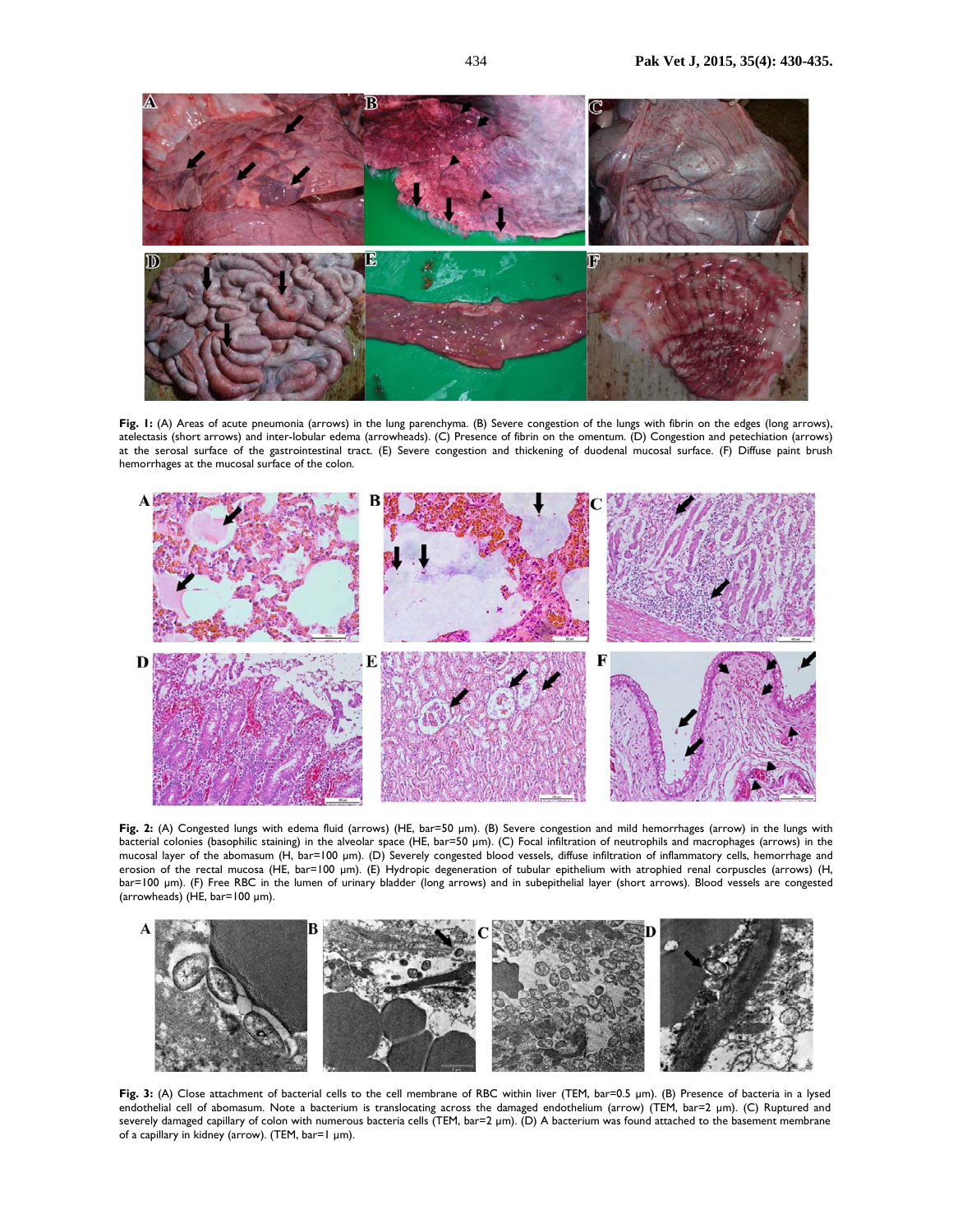**Fig. 1:** (A) Areas of acute pneumonia (arrows) in the lung parenchyma. (B) Severe congestion of the lungs with fibrin on the edges (long arrows), atelectasis (short arrows) and inter-lobular edema (arrowheads). (C) Presence of fibrin on the omentum. (D) Congestion and petechiation (arrows) at the serosal surface of the gastrointestinal tract. (E) Severe congestion and thickening of duodenal mucosal surface. (F) Diffuse paint brush hemorrhages at the mucosal surface of the colon.

**Fig. 2:** (A) Congested lungs with edema fluid (arrows) (HE, bar=50 µm). (B) Severe congestion and mild hemorrhages (arrow) in the lungs with bacterial colonies (basophilic staining) in the alveolar space (HE, bar=50 µm). (C) Focal infiltration of neutrophils and macrophages (arrows) in the mucosal layer of the abomasum (H, bar=100 µm). (D) Severely congested blood vessels, diffuse infiltration of inflammatory cells, hemorrhage and erosion of the rectal mucosa (HE, bar=100 µm). (E) Hydropic degeneration of tubular epithelium with atrophied renal corpuscles (arrows) (H, bar=100 µm). (F) Free RBC in the lumen of urinary bladder (long arrows) and in subepithelial layer (short arrows). Blood vessels are congested (arrowheads) (HE, bar=100 µm).

**Fig. 3:** (A) Close attachment of bacterial cells to the cell membrane of RBC within liver (TEM, bar=0.5 µm). (B) Presence of bacteria in a lysed endothelial cell of abomasum. Note a bacterium is translocating across the damaged endothelium (arrow) (TEM, bar=2 µm). (C) Ruptured and severely damaged capillary of colon with numerous bacteria cells (TEM, bar=2 µm). (D) A bacterium was found attached to the basement membrane of a capillary in kidney (arrow). (TEM, bar=1 µm).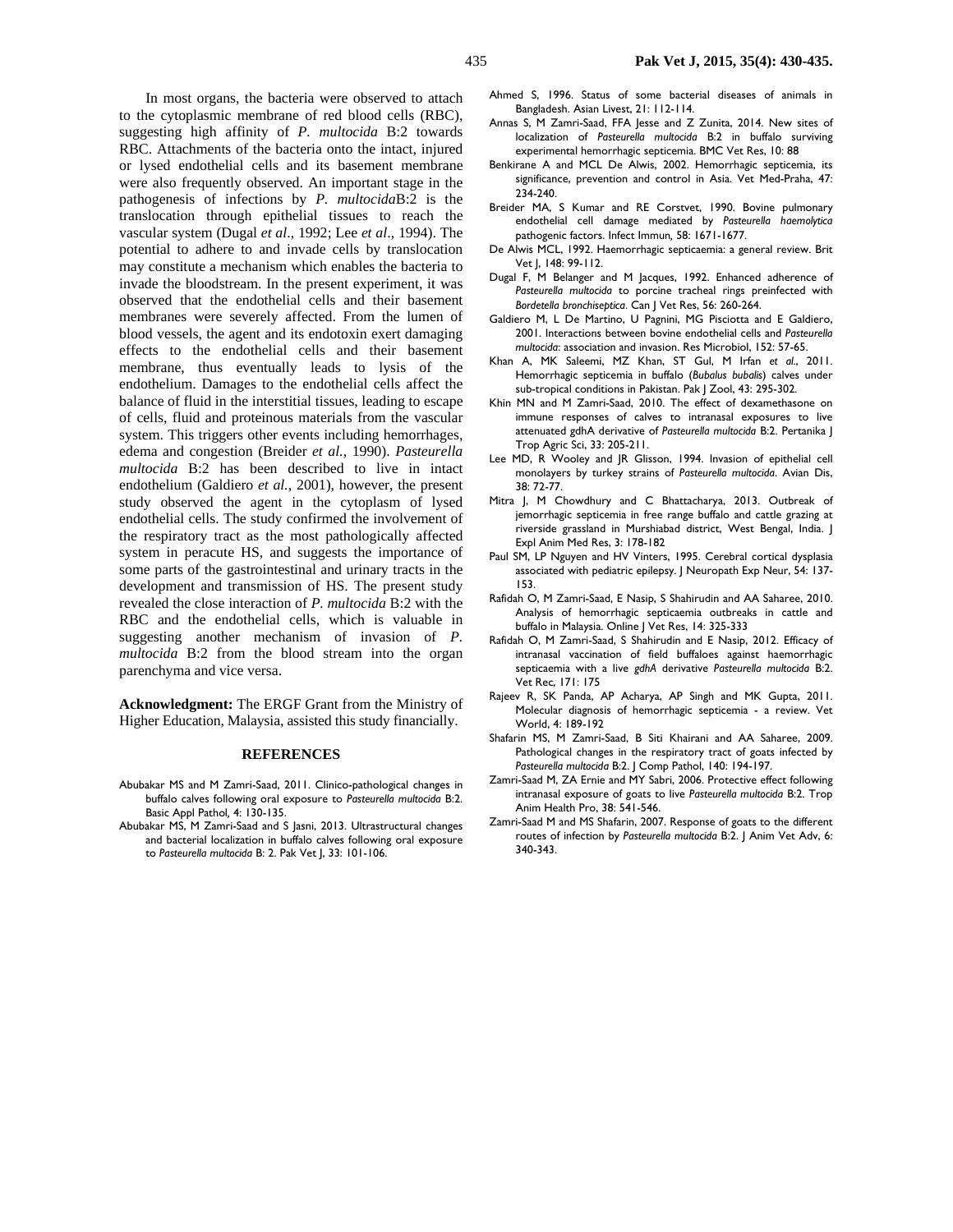In most organs, the bacteria were observed to attach to the cytoplasmic membrane of red blood cells (RBC), suggesting high affinity of *P. multocida* B:2 towards RBC. Attachments of the bacteria onto the intact, injured or lysed endothelial cells and its basement membrane were also frequently observed. An important stage in the pathogenesis of infections by *P. multocida*B:2 is the translocation through epithelial tissues to reach the vascular system (Dugal *et al*., 1992; Lee *et al*., 1994). The potential to adhere to and invade cells by translocation may constitute a mechanism which enables the bacteria to invade the bloodstream. In the present experiment, it was observed that the endothelial cells and their basement membranes were severely affected. From the lumen of blood vessels, the agent and its endotoxin exert damaging effects to the endothelial cells and their basement membrane, thus eventually leads to lysis of the endothelium. Damages to the endothelial cells affect the balance of fluid in the interstitial tissues, leading to escape of cells, fluid and proteinous materials from the vascular system. This triggers other events including hemorrhages, edema and congestion (Breider *et al.*, 1990). *Pasteurella multocida* B:2 has been described to live in intact endothelium (Galdiero *et al.*, 2001), however, the present study observed the agent in the cytoplasm of lysed endothelial cells. The study confirmed the involvement of the respiratory tract as the most pathologically affected system in peracute HS, and suggests the importance of some parts of the gastrointestinal and urinary tracts in the development and transmission of HS. The present study revealed the close interaction of *P. multocida* B:2 with the RBC and the endothelial cells, which is valuable in suggesting another mechanism of invasion of *P. multocida* B:2 from the blood stream into the organ parenchyma and vice versa.

**Acknowledgment:** The ERGF Grant from the Ministry of Higher Education, Malaysia, assisted this study financially.

## REFERENCES

Abubakar MS and M Zamri-Saad, 2011. Clinico-pathological changes in buffalo calves following oral exposure to *Pasteurella multocida* B:2. Basic Appl Pathol, 4: 130-135.

Abubakar MS, M Zamri-Saad and S Jasni, 2013. Ultrastructural changes and bacterial localization in buffalo calves following oral exposure to *Pasteurella multocida* B: 2. Pak Vet J, 33: 101-106.

Ahmed S, 1996. Status of some bacterial diseases of animals in Bangladesh. Asian Livest, 21: 112-114.

Annas S, M Zamri-Saad, FFA Jesse and Z Zunita, 2014. New sites of localization of *Pasteurella multocida* B:2 in buffalo surviving experimental hemorrhagic septicemia. BMC Vet Res, 10: 88

Benkirane A and MCL De Alwis, 2002. Hemorrhagic septicemia, its significance, prevention and control in Asia. Vet Med-Praha, 47: 234-240.

Breider MA, S Kumar and RE Corstvet, 1990. Bovine pulmonary endothelial cell damage mediated by *Pasteurella haemolytica* pathogenic factors. Infect Immun, 58: 1671-1677.

De Alwis MCL, 1992. Haemorrhagic septicaemia: a general review. Brit Vet J, 148: 99-112.

Dugal F, M Belanger and M Jacques, 1992. Enhanced adherence of *Pasteurella multocida* to porcine tracheal rings preinfected with *Bordetella bronchiseptica*. Can J Vet Res, 56: 260-264.

Galdiero M, L De Martino, U Pagnini, MG Pisciotta and E Galdiero, 2001. Interactions between bovine endothelial cells and *Pasteurella multocida*: association and invasion. Res Microbiol, 152: 57-65.

Khan A, MK Saleemi, MZ Khan, ST Gul, M Irfan *et al.*, 2011. Hemorrhagic septicemia in buffalo (*Bubalus bubalis*) calves under sub-tropical conditions in Pakistan. Pak J Zool, 43: 295-302.

Khin MN and M Zamri-Saad, 2010. The effect of dexamethasone on immune responses of calves to intranasal exposures to live attenuated gdhA derivative of *Pasteurella multocida* B:2. Pertanika J Trop Agric Sci, 33: 205-211.

Lee MD, R Wooley and JR Glisson, 1994. Invasion of epithelial cell monolayers by turkey strains of *Pasteurella multocida*. Avian Dis, 38: 72-77.

Mitra J, M Chowdhury and C Bhattacharya, 2013. Outbreak of jemorrhagic septicemia in free range buffalo and cattle grazing at riverside grassland in Murshiabad district, West Bengal, India. J Expl Anim Med Res, 3: 178-182

Paul SM, LP Nguyen and HV Vinters, 1995. Cerebral cortical dysplasia associated with pediatric epilepsy. J Neuropath Exp Neur, 54: 137-153.

Rafidah O, M Zamri-Saad, E Nasip, S Shahirudin and AA Saharee, 2010. Analysis of hemorrhagic septicaemia outbreaks in cattle and buffalo in Malaysia. Online J Vet Res, 14: 325-333

Rafidah O, M Zamri-Saad, S Shahirudin and E Nasip, 2012. Efficacy of intranasal vaccination of field buffaloes against haemorrhagic septicaemia with a live *gdhA* derivative *Pasteurella multocida* B:2. Vet Rec, 171: 175

Rajeev R, SK Panda, AP Acharya, AP Singh and MK Gupta, 2011. Molecular diagnosis of hemorrhagic septicemia - a review. Vet World, 4: 189-192

Shafarin MS, M Zamri-Saad, B Siti Khairani and AA Saharee, 2009. Pathological changes in the respiratory tract of goats infected by *Pasteurella multocida* B:2. J Comp Pathol, 140: 194-197.

Zamri-Saad M, ZA Ernie and MY Sabri, 2006. Protective effect following intranasal exposure of goats to live *Pasteurella multocida* B:2. Trop Anim Health Pro, 38: 541-546.

Zamri-Saad M and MS Shafarin, 2007. Response of goats to the different routes of infection by *Pasteurella multocida* B:2. J Anim Vet Adv, 6: 340-343.